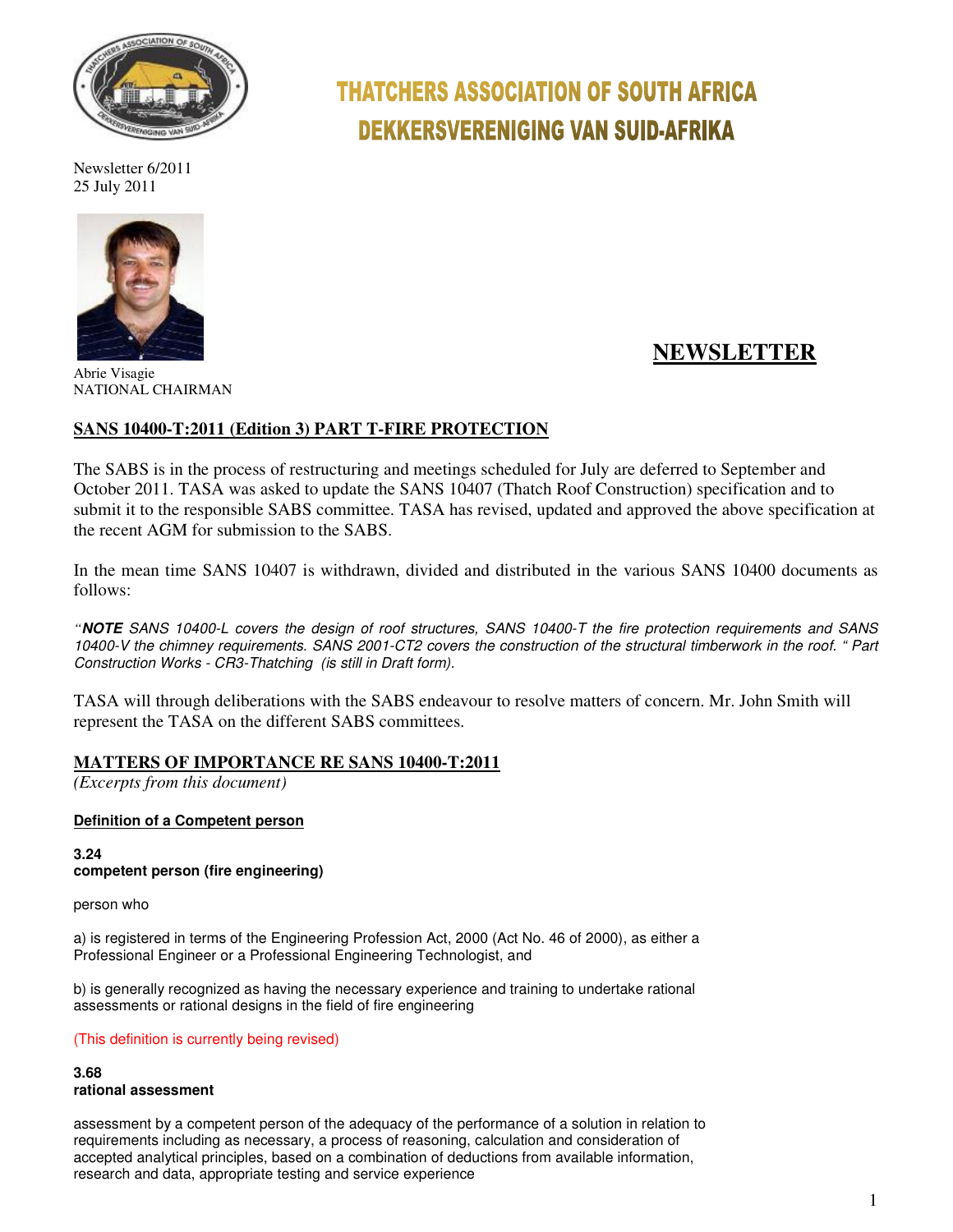# THATCHERS ASSOCIATION OF SOUTH AFRICA
# DEKKERSVERENIGING VAN SUID-AFRIKA

Newsletter 6/2011
25 July 2011

Abrie Visagie
NATIONAL CHAIRMAN

## NEWSLETTER

### SANS 10400-T:2011 (Edition 3) PART T-FIRE PROTECTION

The SABS is in the process of restructuring and meetings scheduled for July are deferred to September and October 2011. TASA was asked to update the SANS 10407 (Thatch Roof Construction) specification and to submit it to the responsible SABS committee. TASA has revised, updated and approved the above specification at the recent AGM for submission to the SABS.

In the mean time SANS 10407 is withdrawn, divided and distributed in the various SANS 10400 documents as follows:

*"**NOTE** SANS 10400-L covers the design of roof structures, SANS 10400-T the fire protection requirements and SANS 10400-V the chimney requirements. SANS 2001-CT2 covers the construction of the structural timberwork in the roof. " Part Construction Works - CR3-Thatching (is still in Draft form).*

TASA will through deliberations with the SABS endeavour to resolve matters of concern. Mr. John Smith will represent the TASA on the different SABS committees.

### MATTERS OF IMPORTANCE RE SANS 10400-T:2011

*(Excerpts from this document)*

**Definition of a Competent person**

**3.24**
**competent person (fire engineering)**

person who

a) is registered in terms of the Engineering Profession Act, 2000 (Act No. 46 of 2000), as either a Professional Engineer or a Professional Engineering Technologist, and

b) is generally recognized as having the necessary experience and training to undertake rational assessments or rational designs in the field of fire engineering

(This definition is currently being revised)

**3.68**
**rational assessment**

assessment by a competent person of the adequacy of the performance of a solution in relation to requirements including as necessary, a process of reasoning, calculation and consideration of accepted analytical principles, based on a combination of deductions from available information, research and data, appropriate testing and service experience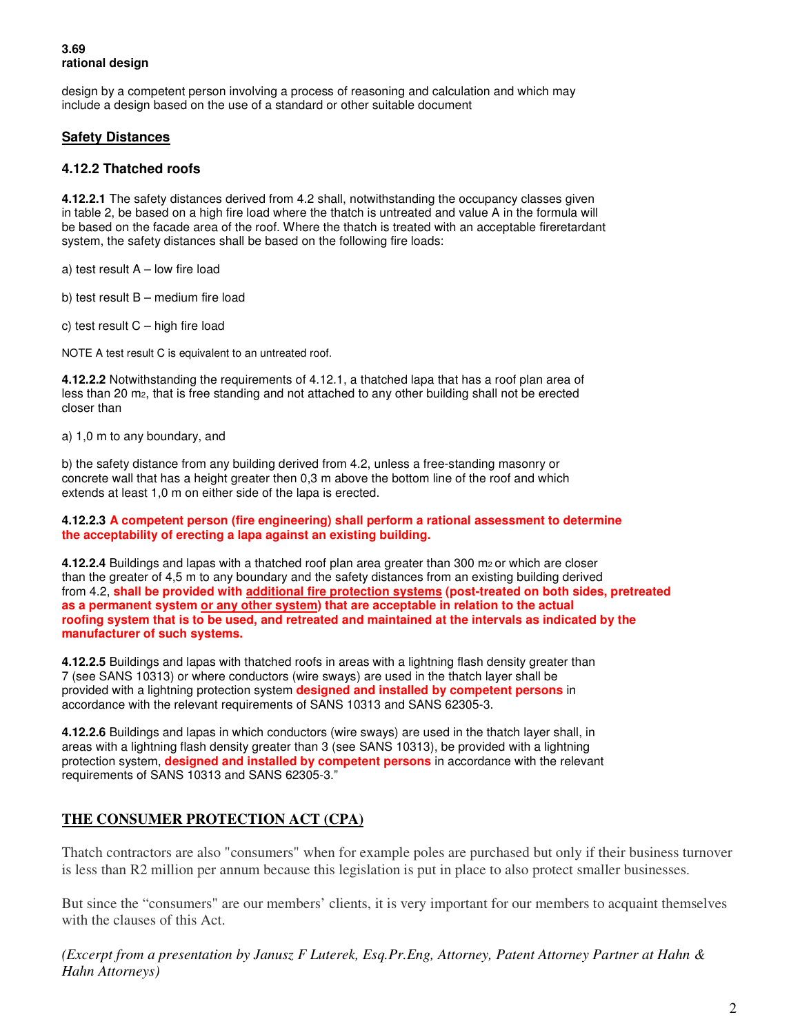**3.69**
**rational design**

design by a competent person involving a process of reasoning and calculation and which may include a design based on the use of a standard or other suitable document

## <u>Safety Distances</u>

### 4.12.2 Thatched roofs

**4.12.2.1** The safety distances derived from 4.2 shall, notwithstanding the occupancy classes given in table 2, be based on a high fire load where the thatch is untreated and value A in the formula will be based on the facade area of the roof. Where the thatch is treated with an acceptable fireretardant system, the safety distances shall be based on the following fire loads:

a) test result A – low fire load

b) test result B – medium fire load

c) test result C – high fire load

NOTE A test result C is equivalent to an untreated roof.

**4.12.2.2** Notwithstanding the requirements of 4.12.1, a thatched lapa that has a roof plan area of less than 20 $m_2$, that is free standing and not attached to any other building shall not be erected closer than

a) 1,0 m to any boundary, and

b) the safety distance from any building derived from 4.2, unless a free-standing masonry or concrete wall that has a height greater then 0,3 m above the bottom line of the roof and which extends at least 1,0 m on either side of the lapa is erected.

**4.12.2.3 A competent person (fire engineering) shall perform a rational assessment to determine the acceptability of erecting a lapa against an existing building.**

**4.12.2.4** Buildings and lapas with a thatched roof plan area greater than 300 $m_2$ or which are closer than the greater of 4,5 m to any boundary and the safety distances from an existing building derived from 4.2, **shall be provided with <u>additional fire protection systems</u> (post-treated on both sides, pretreated as a permanent system <u>or any other system</u>) that are acceptable in relation to the actual roofing system that is to be used, and retreated and maintained at the intervals as indicated by the manufacturer of such systems.**

**4.12.2.5** Buildings and lapas with thatched roofs in areas with a lightning flash density greater than 7 (see SANS 10313) or where conductors (wire sways) are used in the thatch layer shall be provided with a lightning protection system **designed and installed by competent persons** in accordance with the relevant requirements of SANS 10313 and SANS 62305-3.

**4.12.2.6** Buildings and lapas in which conductors (wire sways) are used in the thatch layer shall, in areas with a lightning flash density greater than 3 (see SANS 10313), be provided with a lightning protection system, **designed and installed by competent persons** in accordance with the relevant requirements of SANS 10313 and SANS 62305-3."

## <u>THE CONSUMER PROTECTION ACT (CPA)</u>

Thatch contractors are also "consumers" when for example poles are purchased but only if their business turnover is less than R2 million per annum because this legislation is put in place to also protect smaller businesses.

But since the "consumers" are our members' clients, it is very important for our members to acquaint themselves with the clauses of this Act.

*(Excerpt from a presentation by Janusz F Luterek, Esq.Pr.Eng, Attorney, Patent Attorney Partner at Hahn & Hahn Attorneys)*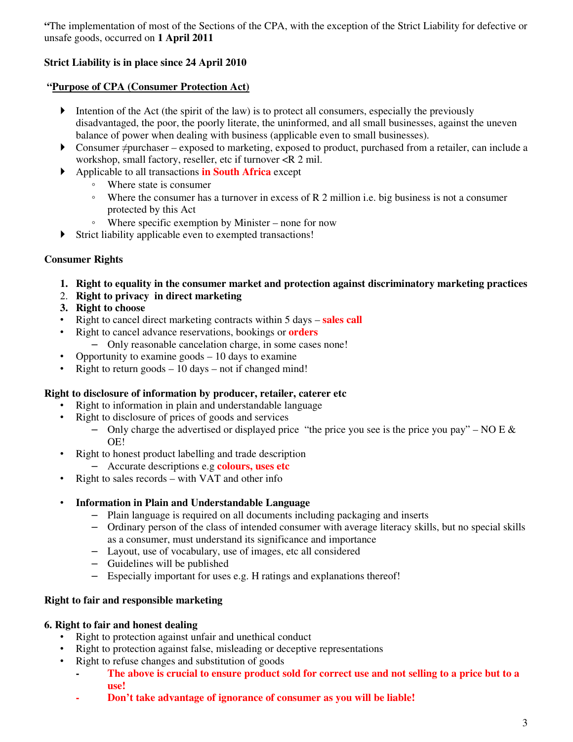**"**The implementation of most of the Sections of the CPA, with the exception of the Strict Liability for defective or unsafe goods, occurred on **1 April 2011**

**Strict Liability is in place since 24 April 2010**

**"Purpose of CPA (Consumer Protection Act)**

- Intention of the Act (the spirit of the law) is to protect all consumers, especially the previously disadvantaged, the poor, the poorly literate, the uninformed, and all small businesses, against the uneven balance of power when dealing with business (applicable even to small businesses).
- Consumer ≠purchaser – exposed to marketing, exposed to product, purchased from a retailer, can include a workshop, small factory, reseller, etc if turnover <R 2 mil.
- Applicable to all transactions **in South Africa** except
  - Where state is consumer
  - Where the consumer has a turnover in excess of R 2 million i.e. big business is not a consumer protected by this Act
  - Where specific exemption by Minister – none for now
- Strict liability applicable even to exempted transactions!

**Consumer Rights**

1. **Right to equality in the consumer market and protection against discriminatory marketing practices**
2. **Right to privacy in direct marketing**
3. **Right to choose**

- Right to cancel direct marketing contracts within 5 days – **sales call**
- Right to cancel advance reservations, bookings or **orders**
  - Only reasonable cancelation charge, in some cases none!
- Opportunity to examine goods – 10 days to examine
- Right to return goods – 10 days – not if changed mind!

**Right to disclosure of information by producer, retailer, caterer etc**

- Right to information in plain and understandable language
- Right to disclosure of prices of goods and services
  - Only charge the advertised or displayed price "the price you see is the price you pay" – NO E & OE!
- Right to honest product labelling and trade description
  - Accurate descriptions e.g **colours, uses etc**
- Right to sales records – with VAT and other info

- **Information in Plain and Understandable Language**
  - Plain language is required on all documents including packaging and inserts
  - Ordinary person of the class of intended consumer with average literacy skills, but no special skills as a consumer, must understand its significance and importance
  - Layout, use of vocabulary, use of images, etc all considered
  - Guidelines will be published
  - Especially important for uses e.g. H ratings and explanations thereof!

**Right to fair and responsible marketing**

**6. Right to fair and honest dealing**

- Right to protection against unfair and unethical conduct
- Right to protection against false, misleading or deceptive representations
- Right to refuse changes and substitution of goods
  - **The above is crucial to ensure product sold for correct use and not selling to a price but to a use!**
  - **Don't take advantage of ignorance of consumer as you will be liable!**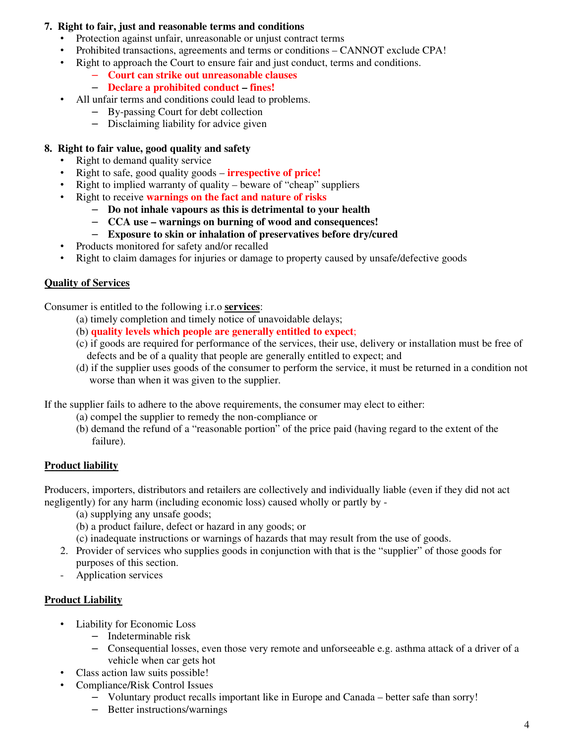**7. Right to fair, just and reasonable terms and conditions**

- Protection against unfair, unreasonable or unjust contract terms
- Prohibited transactions, agreements and terms or conditions – CANNOT exclude CPA!
- Right to approach the Court to ensure fair and just conduct, terms and conditions.
  - **Court can strike out unreasonable clauses**
  - **Declare a prohibited conduct – fines!**
- All unfair terms and conditions could lead to problems.
  - By-passing Court for debt collection
  - Disclaiming liability for advice given

**8. Right to fair value, good quality and safety**

- Right to demand quality service
- Right to safe, good quality goods – **irrespective of price!**
- Right to implied warranty of quality – beware of "cheap" suppliers
- Right to receive **warnings on the fact and nature of risks**
  - **Do not inhale vapours as this is detrimental to your health**
  - **CCA use – warnings on burning of wood and consequences!**
  - **Exposure to skin or inhalation of preservatives before dry/cured**
- Products monitored for safety and/or recalled
- Right to claim damages for injuries or damage to property caused by unsafe/defective goods

**Quality of Services**

Consumer is entitled to the following i.r.o **services**:

(a) timely completion and timely notice of unavoidable delays;
(b) **quality levels which people are generally entitled to expect**;
(c) if goods are required for performance of the services, their use, delivery or installation must be free of defects and be of a quality that people are generally entitled to expect; and
(d) if the supplier uses goods of the consumer to perform the service, it must be returned in a condition not worse than when it was given to the supplier.

If the supplier fails to adhere to the above requirements, the consumer may elect to either:

(a) compel the supplier to remedy the non-compliance or
(b) demand the refund of a "reasonable portion" of the price paid (having regard to the extent of the failure).

**Product liability**

Producers, importers, distributors and retailers are collectively and individually liable (even if they did not act negligently) for any harm (including economic loss) caused wholly or partly by -

(a) supplying any unsafe goods;
(b) a product failure, defect or hazard in any goods; or
(c) inadequate instructions or warnings of hazards that may result from the use of goods.

2. Provider of services who supplies goods in conjunction with that is the "supplier" of those goods for purposes of this section.

- Application services

**Product Liability**

- Liability for Economic Loss
  - Indeterminable risk
  - Consequential losses, even those very remote and unforseeable e.g. asthma attack of a driver of a vehicle when car gets hot
- Class action law suits possible!
- Compliance/Risk Control Issues
  - Voluntary product recalls important like in Europe and Canada – better safe than sorry!
  - Better instructions/warnings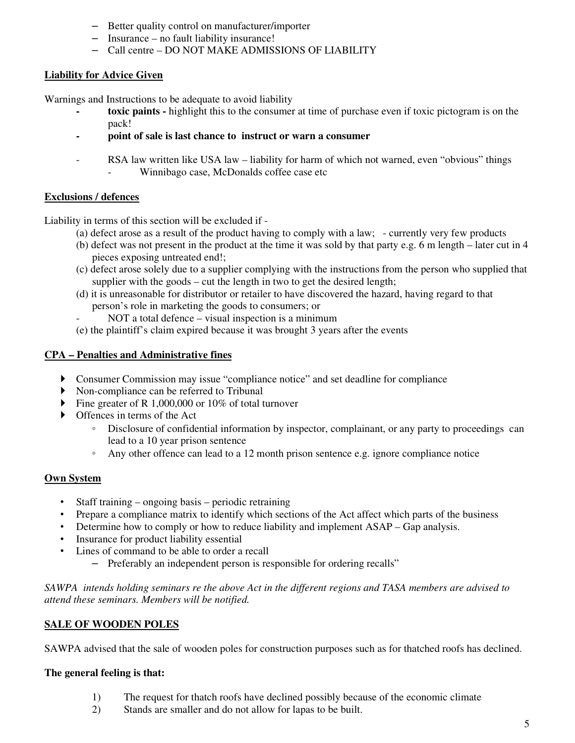- Better quality control on manufacturer/importer
- Insurance – no fault liability insurance!
- Call centre – DO NOT MAKE ADMISSIONS OF LIABILITY

**Liability for Advice Given**

Warnings and Instructions to be adequate to avoid liability

- **toxic paints -** highlight this to the consumer at time of purchase even if toxic pictogram is on the pack!
- **point of sale is last chance to instruct or warn a consumer**

- RSA law written like USA law – liability for harm of which not warned, even "obvious" things
  - Winnibago case, McDonalds coffee case etc

**Exclusions / defences**

Liability in terms of this section will be excluded if -

(a) defect arose as a result of the product having to comply with a law; - currently very few products
(b) defect was not present in the product at the time it was sold by that party e.g. 6 m length – later cut in 4 pieces exposing untreated end!;
(c) defect arose solely due to a supplier complying with the instructions from the person who supplied that supplier with the goods – cut the length in two to get the desired length;
(d) it is unreasonable for distributor or retailer to have discovered the hazard, having regard to that person's role in marketing the goods to consumers; or
- NOT a total defence – visual inspection is a minimum

(e) the plaintiff's claim expired because it was brought 3 years after the events

**CPA – Penalties and Administrative fines**

- Consumer Commission may issue "compliance notice" and set deadline for compliance
- Non-compliance can be referred to Tribunal
- Fine greater of R 1,000,000 or 10% of total turnover
- Offences in terms of the Act
  - Disclosure of confidential information by inspector, complainant, or any party to proceedings can lead to a 10 year prison sentence
  - Any other offence can lead to a 12 month prison sentence e.g. ignore compliance notice

**Own System**

- Staff training – ongoing basis – periodic retraining
- Prepare a compliance matrix to identify which sections of the Act affect which parts of the business
- Determine how to comply or how to reduce liability and implement ASAP – Gap analysis.
- Insurance for product liability essential
- Lines of command to be able to order a recall
  - Preferably an independent person is responsible for ordering recalls"

*SAWPA intends holding seminars re the above Act in the different regions and TASA members are advised to attend these seminars. Members will be notified.*

**SALE OF WOODEN POLES**

SAWPA advised that the sale of wooden poles for construction purposes such as for thatched roofs has declined.

**The general feeling is that:**

1) The request for thatch roofs have declined possibly because of the economic climate
2) Stands are smaller and do not allow for lapas to be built.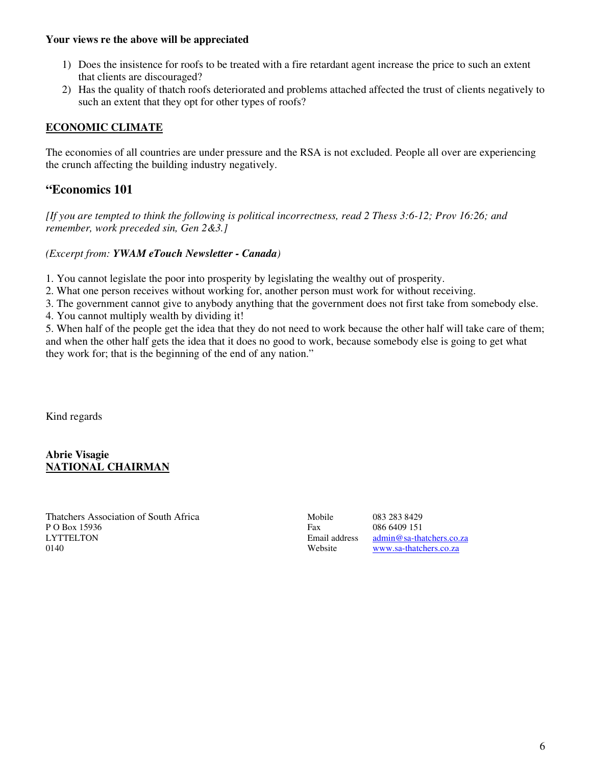**Your views re the above will be appreciated**

1) Does the insistence for roofs to be treated with a fire retardant agent increase the price to such an extent that clients are discouraged?
2) Has the quality of thatch roofs deteriorated and problems attached affected the trust of clients negatively to such an extent that they opt for other types of roofs?

## ECONOMIC CLIMATE

The economies of all countries are under pressure and the RSA is not excluded. People all over are experiencing the crunch affecting the building industry negatively.

## "Economics 101

*[If you are tempted to think the following is political incorrectness, read 2 Thess 3:6-12; Prov 16:26; and remember, work preceded sin, Gen 2&3.]*

*(Excerpt from: **YWAM eTouch Newsletter - Canada**)*

1. You cannot legislate the poor into prosperity by legislating the wealthy out of prosperity.
2. What one person receives without working for, another person must work for without receiving.
3. The government cannot give to anybody anything that the government does not first take from somebody else.
4. You cannot multiply wealth by dividing it!
5. When half of the people get the idea that they do not need to work because the other half will take care of them; and when the other half gets the idea that it does no good to work, because somebody else is going to get what they work for; that is the beginning of the end of any nation."

Kind regards

**Abrie Visagie**
**NATIONAL CHAIRMAN**

Thatchers Association of South Africa
P O Box 15936
LYTTELTON
0140

Mobile 083 283 8429
Fax 086 6409 151
Email address admin@sa-thatchers.co.za
Website www.sa-thatchers.co.za